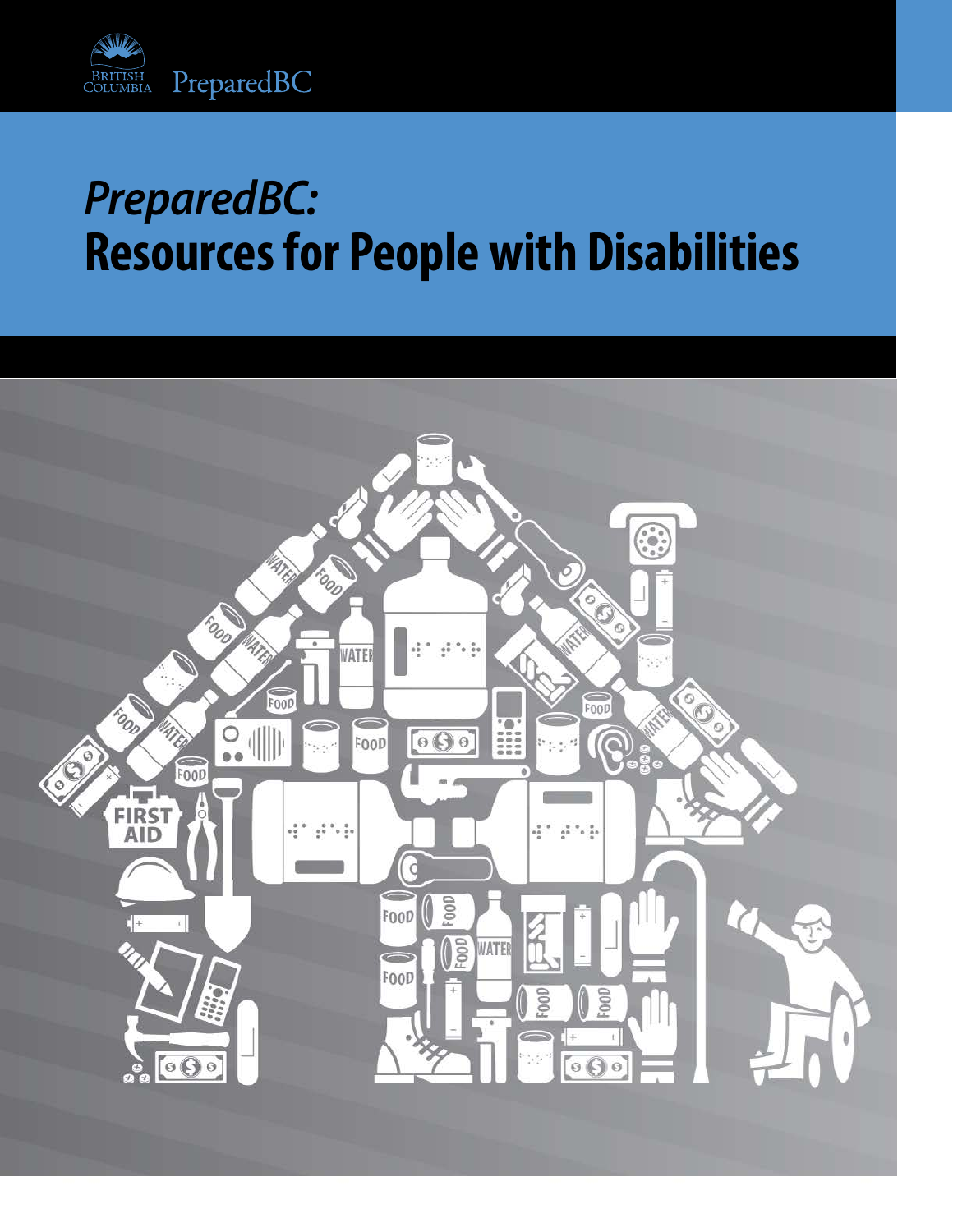BRITISH COLUMBIA | PreparedBC

# *PreparedBC:* **Resources for People with Disabilities**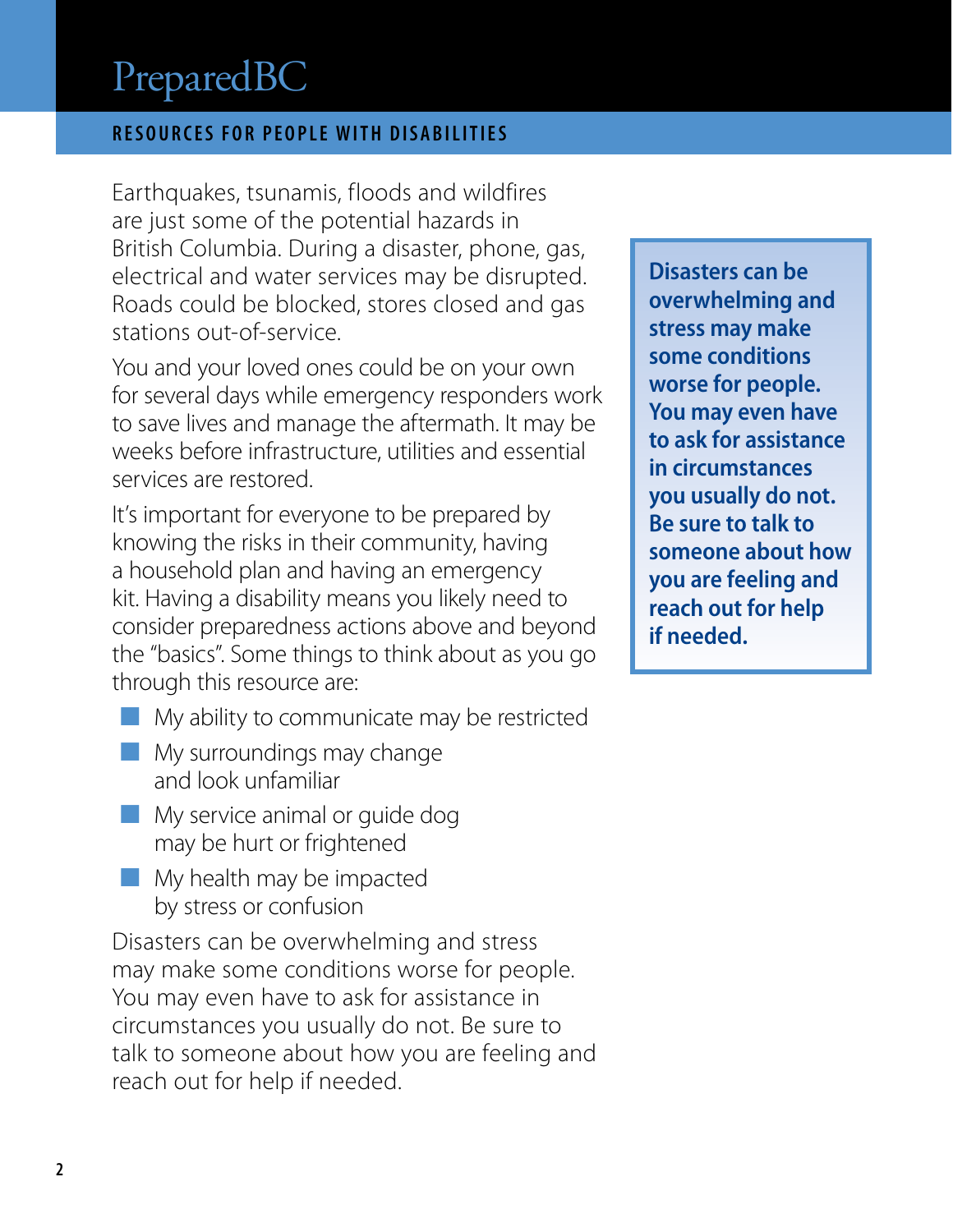# PreparedBC

## RESOURCES FOR PEOPLE WITH DISABILITIES

Earthquakes, tsunamis, floods and wildfires are just some of the potential hazards in British Columbia. During a disaster, phone, gas, electrical and water services may be disrupted. Roads could be blocked, stores closed and gas stations out-of-service.

You and your loved ones could be on your own for several days while emergency responders work to save lives and manage the aftermath. It may be weeks before infrastructure, utilities and essential services are restored.

It's important for everyone to be prepared by knowing the risks in their community, having a household plan and having an emergency kit. Having a disability means you likely need to consider preparedness actions above and beyond the "basics". Some things to think about as you go through this resource are:

- My ability to communicate may be restricted
- My surroundings may change and look unfamiliar
- My service animal or guide dog may be hurt or frightened
- My health may be impacted by stress or confusion

Disasters can be overwhelming and stress may make some conditions worse for people. You may even have to ask for assistance in circumstances you usually do not. Be sure to talk to someone about how you are feeling and reach out for help if needed.

**Disasters can be overwhelming and stress may make some conditions worse for people. You may even have to ask for assistance in circumstances you usually do not. Be sure to talk to someone about how you are feeling and reach out for help if needed.**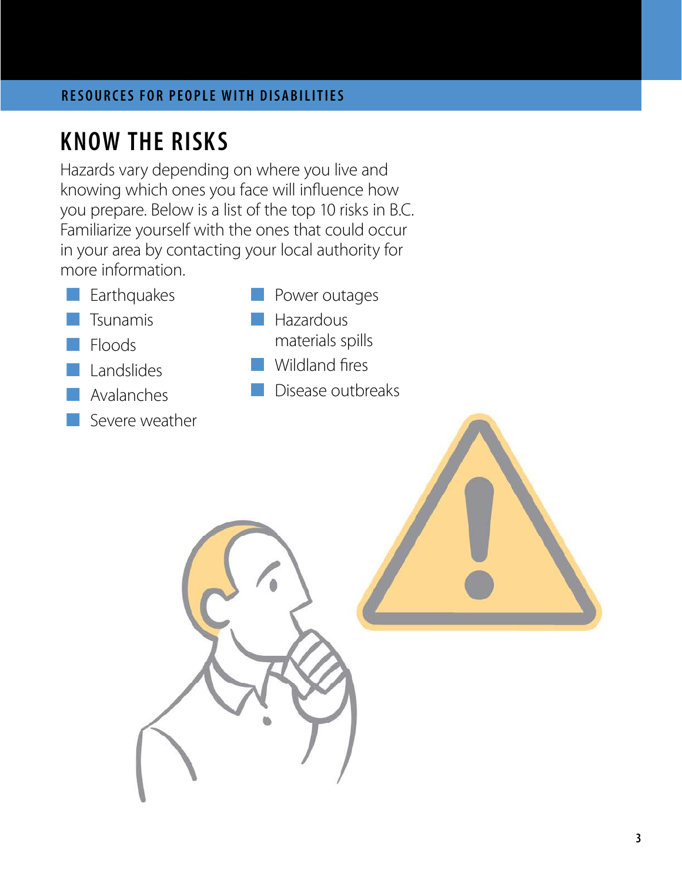# KNOW THE RISKS

Hazards vary depending on where you live and knowing which ones you face will influence how you prepare. Below is a list of the top 10 risks in B.C. Familiarize yourself with the ones that could occur in your area by contacting your local authority for more information.

- Earthquakes
- Tsunamis
- Floods
- Landslides
- Avalanches
- Severe weather
- Power outages
- Hazardous materials spills
- Wildland fires
- Disease outbreaks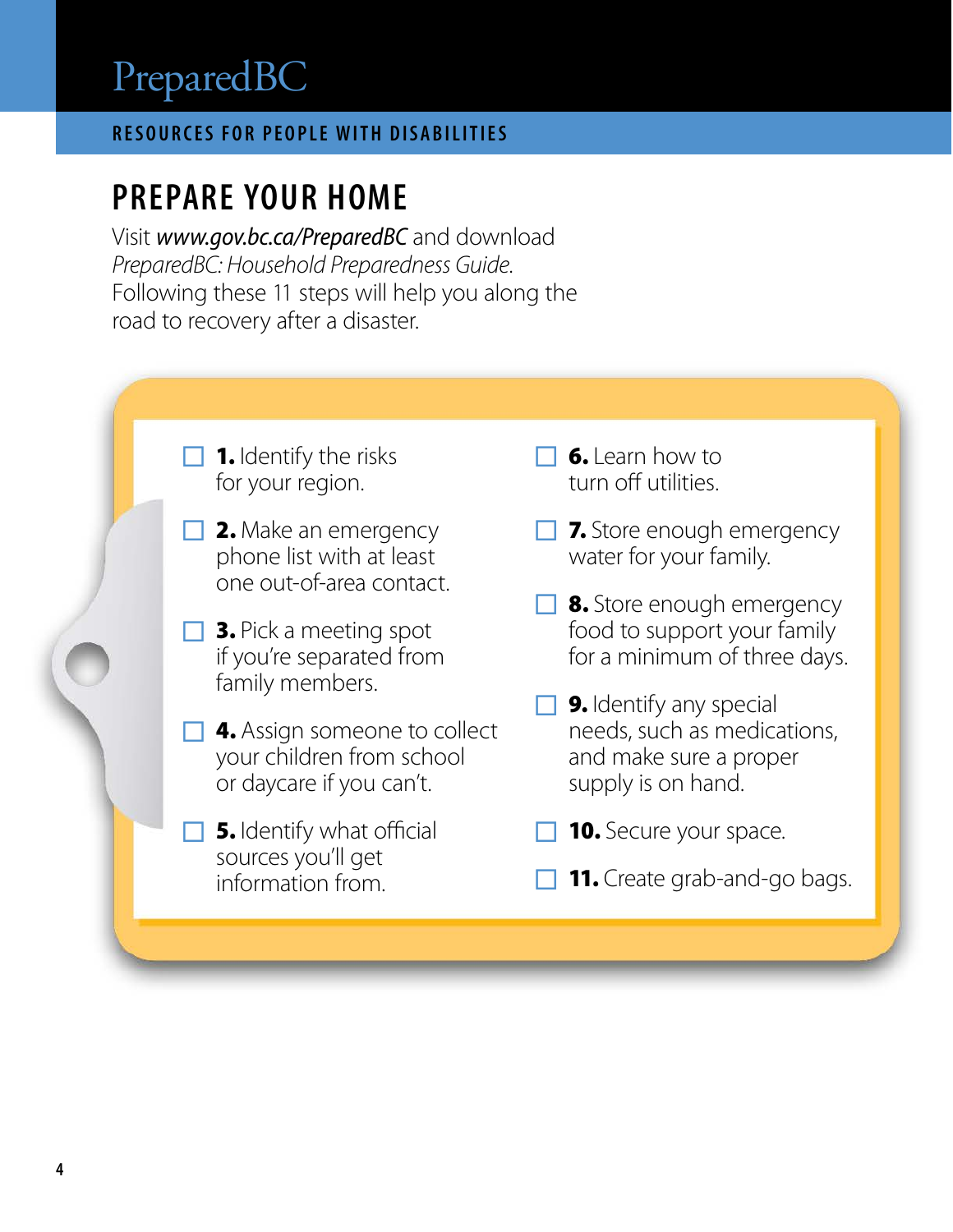PreparedBC

RESOURCES FOR PEOPLE WITH DISABILITIES

## PREPARE YOUR HOME

Visit ***www.gov.bc.ca/PreparedBC*** and download *PreparedBC: Household Preparedness Guide*. Following these 11 steps will help you along the road to recovery after a disaster.

- ☐ **1.** Identify the risks for your region.
- ☐ **2.** Make an emergency phone list with at least one out-of-area contact.
- ☐ **3.** Pick a meeting spot if you're separated from family members.
- ☐ **4.** Assign someone to collect your children from school or daycare if you can't.
- ☐ **5.** Identify what official sources you'll get information from.
- ☐ **6.** Learn how to turn off utilities.
- ☐ **7.** Store enough emergency water for your family.
- ☐ **8.** Store enough emergency food to support your family for a minimum of three days.
- ☐ **9.** Identify any special needs, such as medications, and make sure a proper supply is on hand.
- ☐ **10.** Secure your space.
- ☐ **11.** Create grab-and-go bags.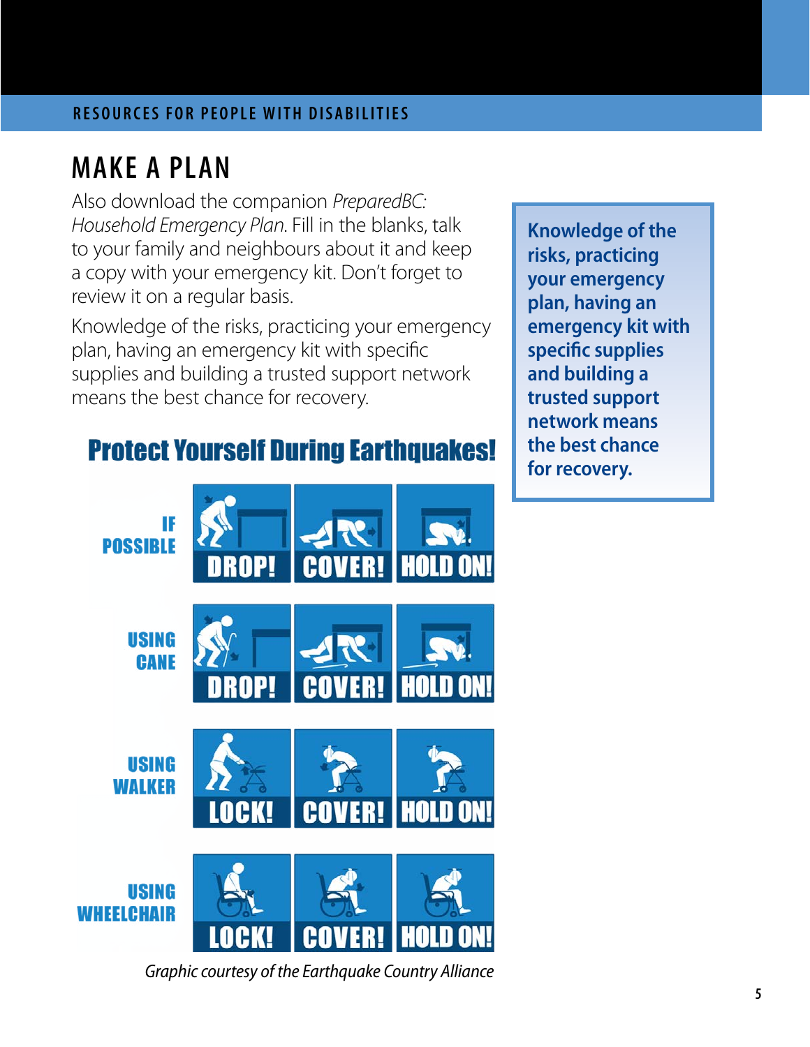## MAKE A PLAN

Also download the companion *PreparedBC: Household Emergency Plan*. Fill in the blanks, talk to your family and neighbours about it and keep a copy with your emergency kit. Don't forget to review it on a regular basis.

Knowledge of the risks, practicing your emergency plan, having an emergency kit with specific supplies and building a trusted support network means the best chance for recovery.

**Knowledge of the risks, practicing your emergency plan, having an emergency kit with specific supplies and building a trusted support network means the best chance for recovery.**

### Protect Yourself During Earthquakes!

| | | | |
|---|---|---|---|
| IF POSSIBLE | DROP! | COVER! | HOLD ON! |
| USING CANE | DROP! | COVER! | HOLD ON! |
| USING WALKER | LOCK! | COVER! | HOLD ON! |
| USING WHEELCHAIR | LOCK! | COVER! | HOLD ON! |

*Graphic courtesy of the Earthquake Country Alliance*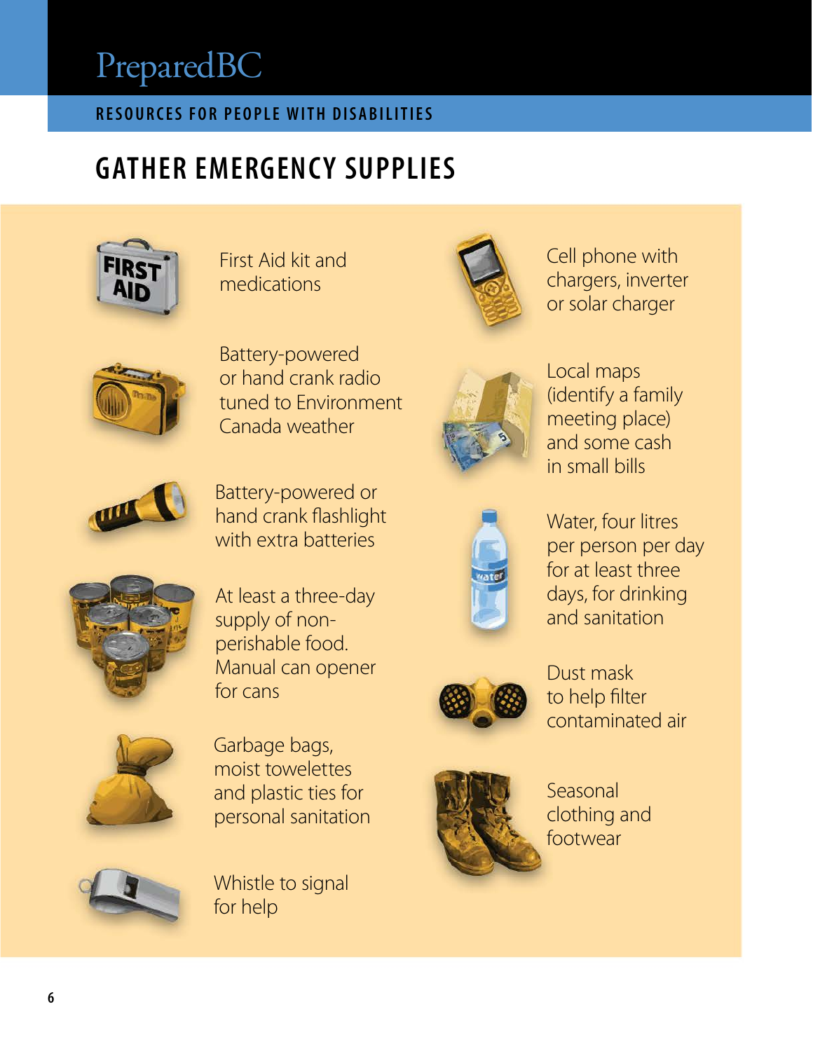## GATHER EMERGENCY SUPPLIES

- First Aid kit and medications
- Battery-powered or hand crank radio tuned to Environment Canada weather
- Battery-powered or hand crank flashlight with extra batteries
- At least a three-day supply of non-perishable food. Manual can opener for cans
- Garbage bags, moist towelettes and plastic ties for personal sanitation
- Whistle to signal for help
- Cell phone with chargers, inverter or solar charger
- Local maps (identify a family meeting place) and some cash in small bills
- Water, four litres per person per day for at least three days, for drinking and sanitation
- Dust mask to help filter contaminated air
- Seasonal clothing and footwear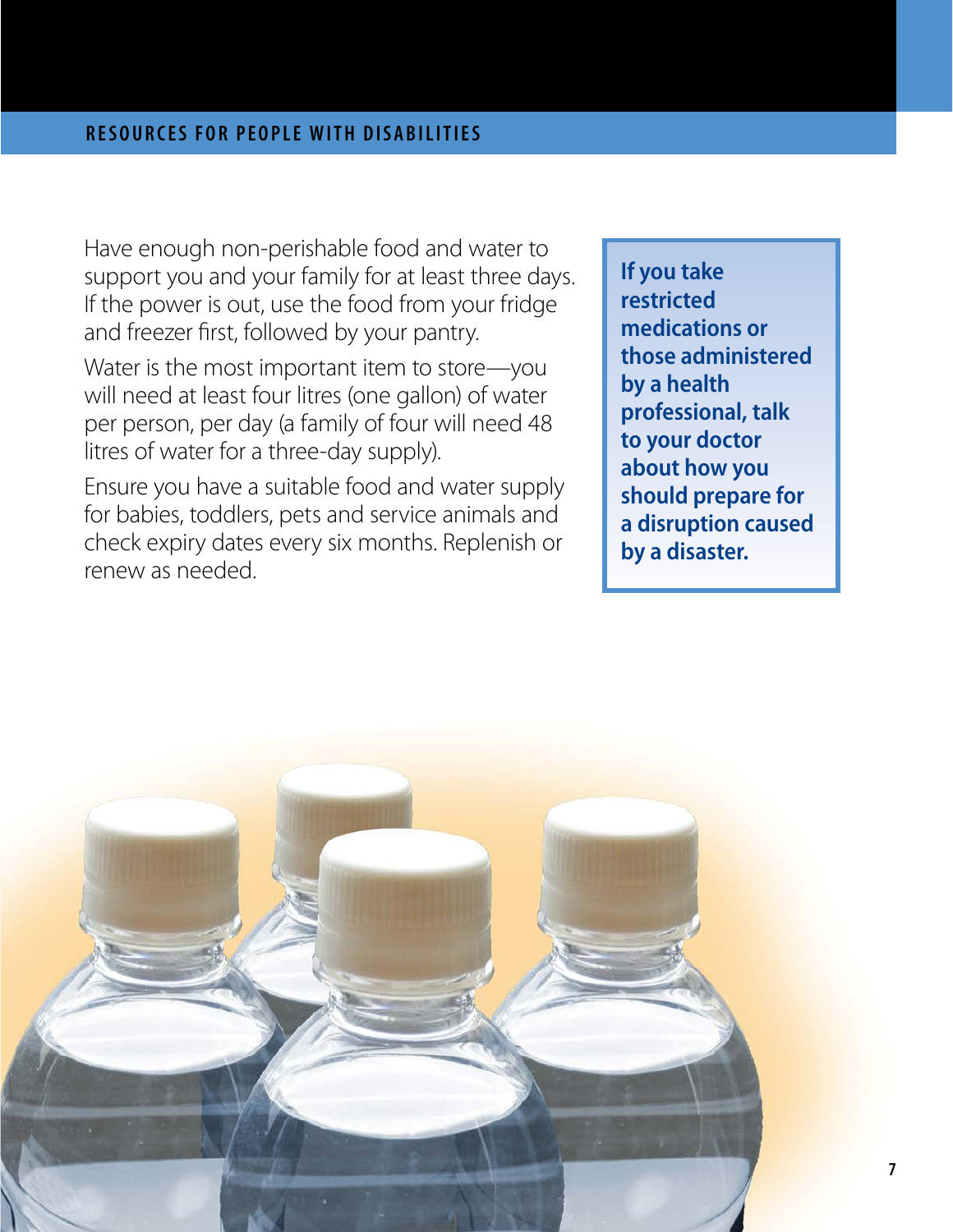Have enough non-perishable food and water to support you and your family for at least three days. If the power is out, use the food from your fridge and freezer first, followed by your pantry.

Water is the most important item to store—you will need at least four litres (one gallon) of water per person, per day (a family of four will need 48 litres of water for a three-day supply).

Ensure you have a suitable food and water supply for babies, toddlers, pets and service animals and check expiry dates every six months. Replenish or renew as needed.

**If you take restricted medications or those administered by a health professional, talk to your doctor about how you should prepare for a disruption caused by a disaster.**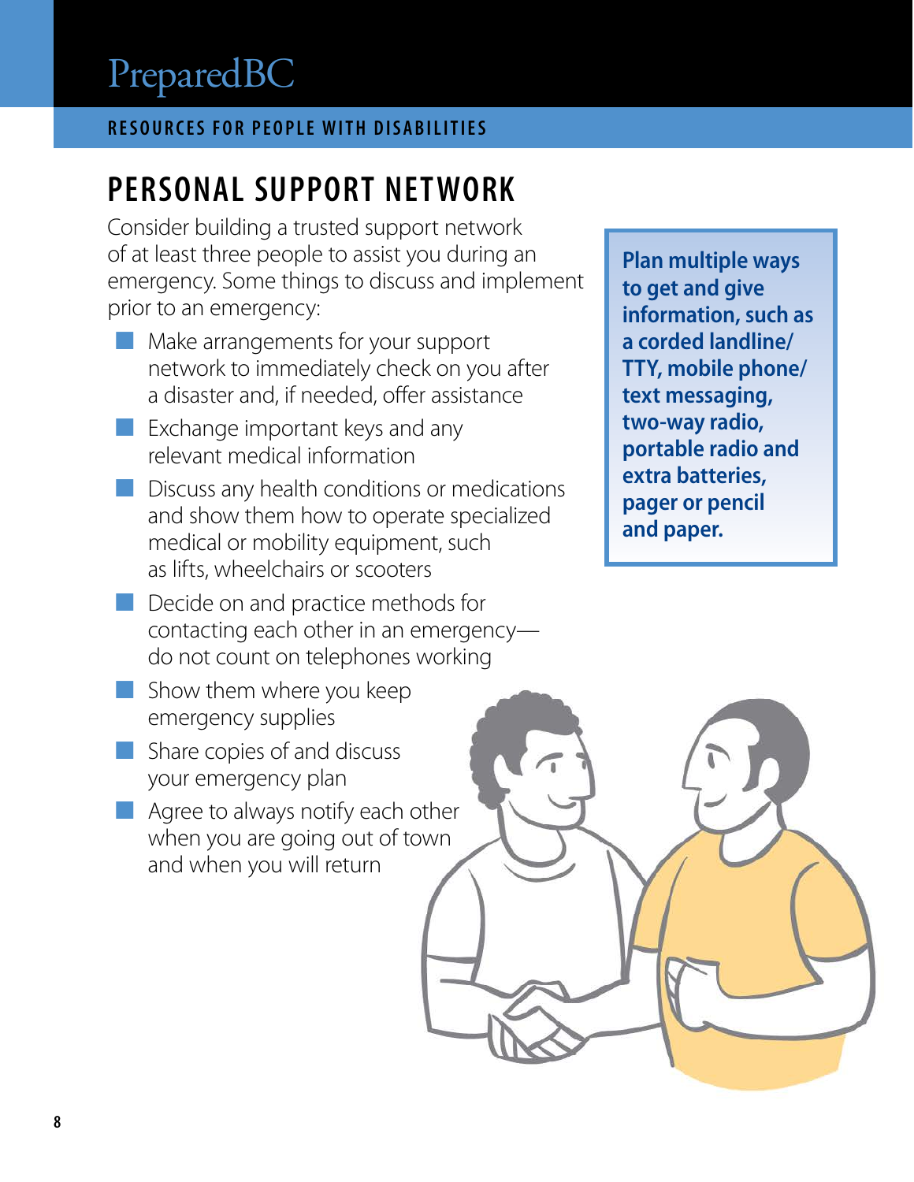## PERSONAL SUPPORT NETWORK

Consider building a trusted support network of at least three people to assist you during an emergency. Some things to discuss and implement prior to an emergency:

- Make arrangements for your support network to immediately check on you after a disaster and, if needed, offer assistance
- Exchange important keys and any relevant medical information
- Discuss any health conditions or medications and show them how to operate specialized medical or mobility equipment, such as lifts, wheelchairs or scooters
- Decide on and practice methods for contacting each other in an emergency—do not count on telephones working
- Show them where you keep emergency supplies
- Share copies of and discuss your emergency plan
- Agree to always notify each other when you are going out of town and when you will return

**Plan multiple ways to get and give information, such as a corded landline/TTY, mobile phone/text messaging, two-way radio, portable radio and extra batteries, pager or pencil and paper.**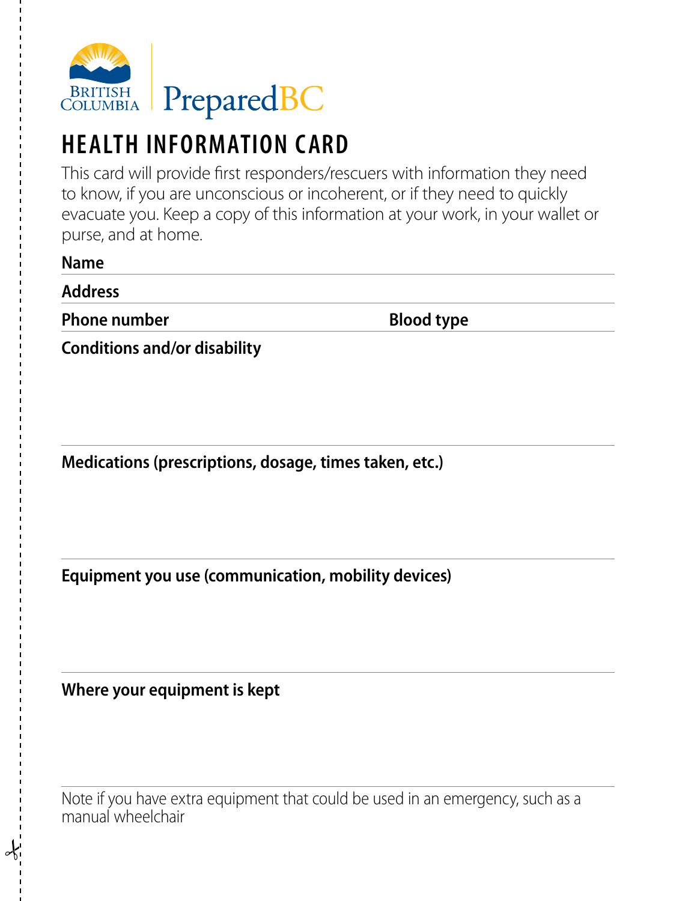BRITISH COLUMBIA | PreparedBC

# HEALTH INFORMATION CARD

This card will provide first responders/rescuers with information they need to know, if you are unconscious or incoherent, or if they need to quickly evacuate you. Keep a copy of this information at your work, in your wallet or purse, and at home.

**Name**

**Address**

**Phone number** **Blood type**

**Conditions and/or disability**

**Medications (prescriptions, dosage, times taken, etc.)**

**Equipment you use (communication, mobility devices)**

**Where your equipment is kept**

Note if you have extra equipment that could be used in an emergency, such as a manual wheelchair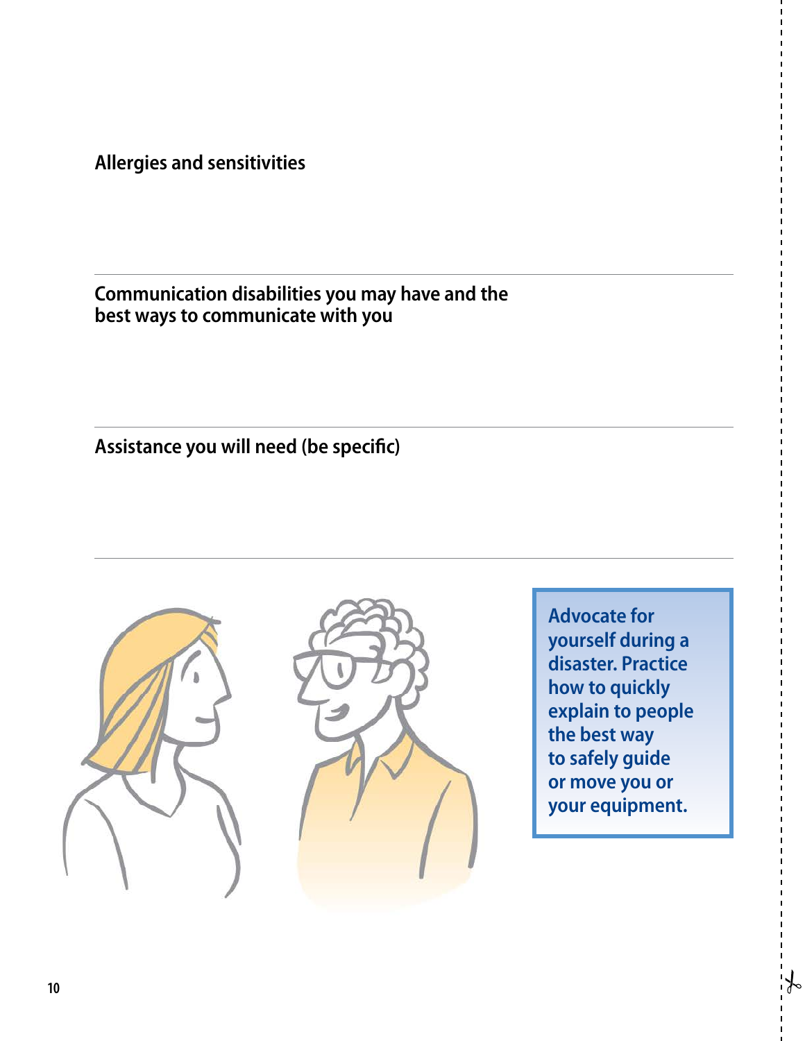**Allergies and sensitivities**

---

**Communication disabilities you may have and the best ways to communicate with you**

---

**Assistance you will need (be specific)**

---

**Advocate for yourself during a disaster. Practice how to quickly explain to people the best way to safely guide or move you or your equipment.**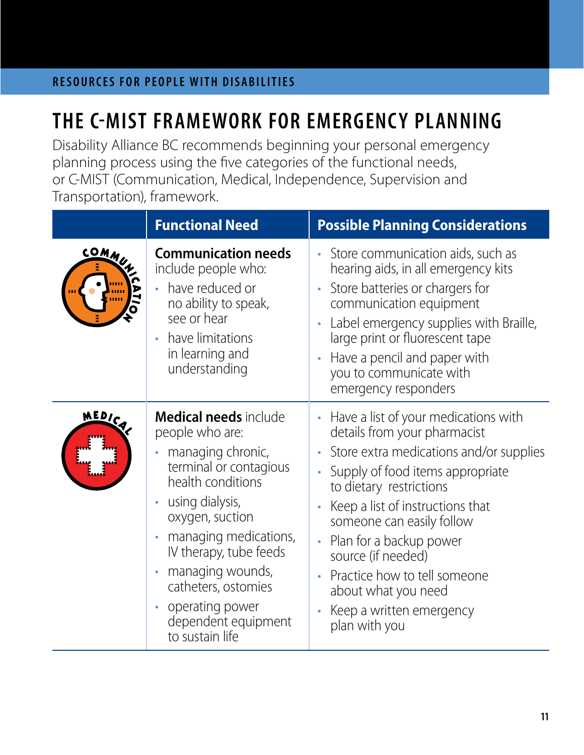RESOURCES FOR PEOPLE WITH DISABILITIES

# THE C-MIST FRAMEWORK FOR EMERGENCY PLANNING

Disability Alliance BC recommends beginning your personal emergency planning process using the five categories of the functional needs, or C-MIST (Communication, Medical, Independence, Supervision and Transportation), framework.

| | Functional Need | Possible Planning Considerations |
|---|---|---|
| COMMUNICATION | **Communication needs** include people who:<br>• have reduced or no ability to speak, see or hear<br>• have limitations in learning and understanding | • Store communication aids, such as hearing aids, in all emergency kits<br>• Store batteries or chargers for communication equipment<br>• Label emergency supplies with Braille, large print or fluorescent tape<br>• Have a pencil and paper with you to communicate with emergency responders |
| MEDICAL | **Medical needs** include people who are:<br>• managing chronic, terminal or contagious health conditions<br>• using dialysis, oxygen, suction<br>• managing medications, IV therapy, tube feeds<br>• managing wounds, catheters, ostomies<br>• operating power dependent equipment to sustain life | • Have a list of your medications with details from your pharmacist<br>• Store extra medications and/or supplies<br>• Supply of food items appropriate to dietary restrictions<br>• Keep a list of instructions that someone can easily follow<br>• Plan for a backup power source (if needed)<br>• Practice how to tell someone about what you need<br>• Keep a written emergency plan with you |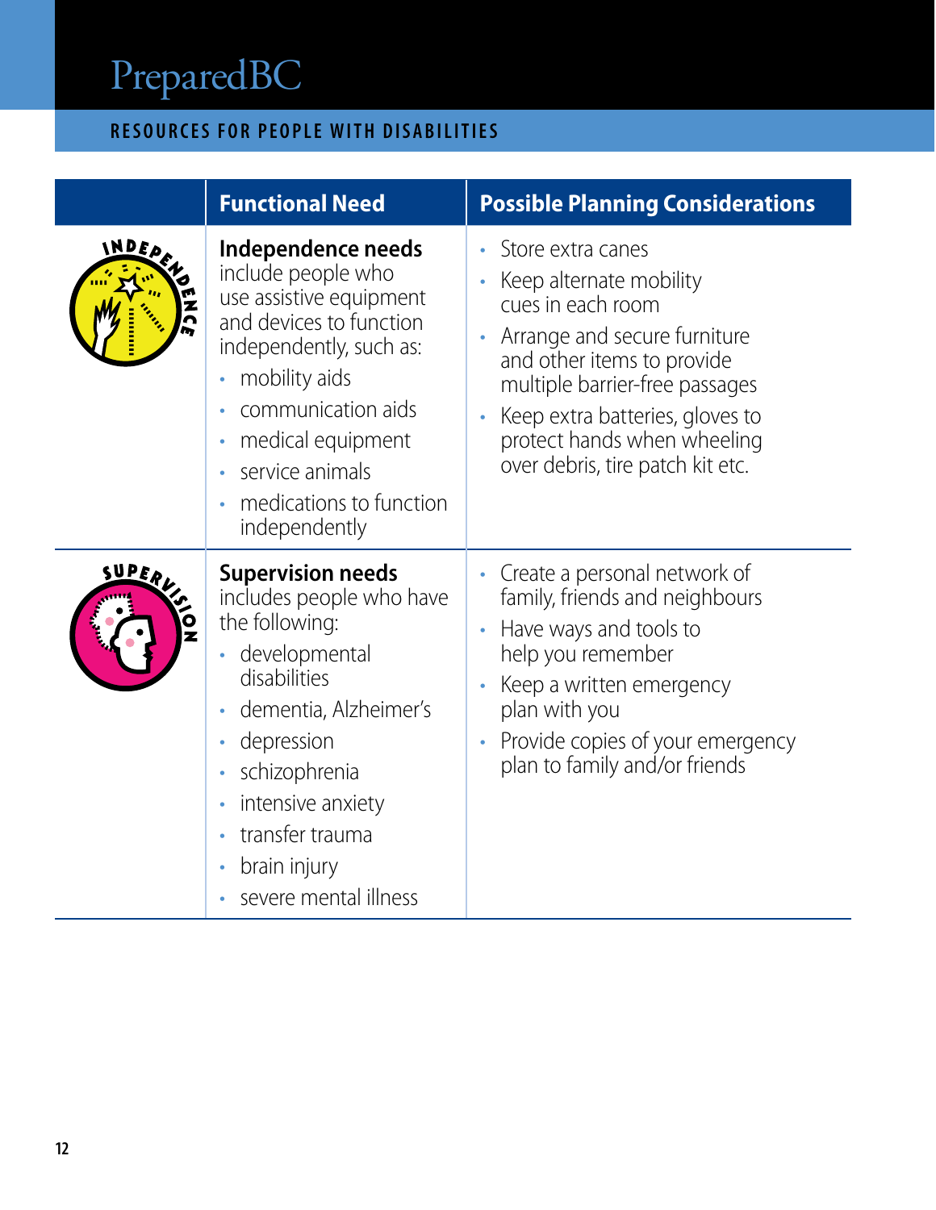PreparedBC

RESOURCES FOR PEOPLE WITH DISABILITIES

| | Functional Need | Possible Planning Considerations |
|---|---|---|
| INDEPENDENCE | **Independence needs** include people who use assistive equipment and devices to function independently, such as: <br>• mobility aids <br>• communication aids <br>• medical equipment <br>• service animals <br>• medications to function independently | • Store extra canes <br>• Keep alternate mobility cues in each room <br>• Arrange and secure furniture and other items to provide multiple barrier-free passages <br>• Keep extra batteries, gloves to protect hands when wheeling over debris, tire patch kit etc. |
| SUPERVISION | **Supervision needs** includes people who have the following: <br>• developmental disabilities <br>• dementia, Alzheimer's <br>• depression <br>• schizophrenia <br>• intensive anxiety <br>• transfer trauma <br>• brain injury <br>• severe mental illness | • Create a personal network of family, friends and neighbours <br>• Have ways and tools to help you remember <br>• Keep a written emergency plan with you <br>• Provide copies of your emergency plan to family and/or friends |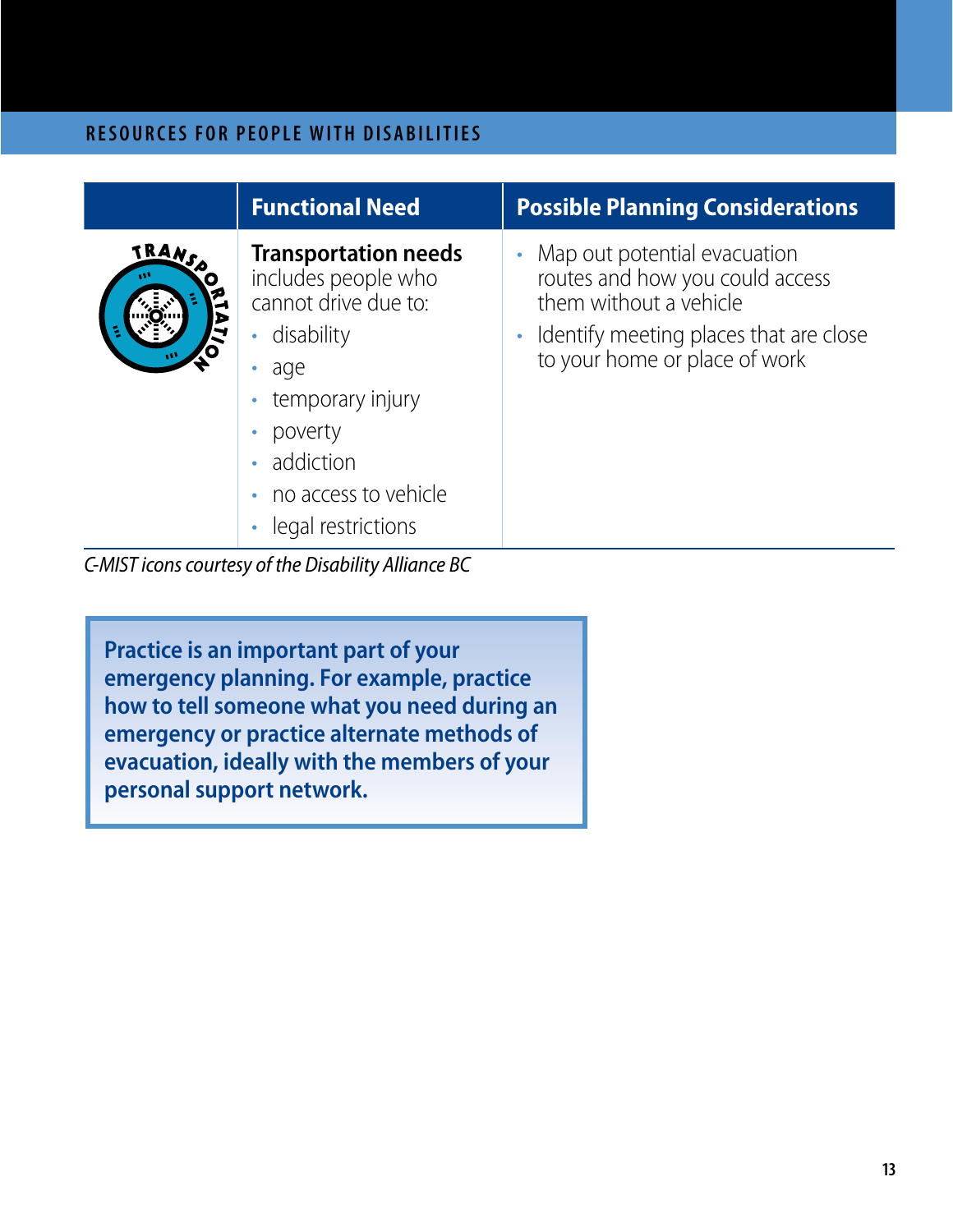|  | Functional Need | Possible Planning Considerations |
|---|---|---|
| TRANSPORTATION | **Transportation needs** includes people who cannot drive due to:<br>• disability<br>• age<br>• temporary injury<br>• poverty<br>• addiction<br>• no access to vehicle<br>• legal restrictions | • Map out potential evacuation routes and how you could access them without a vehicle<br>• Identify meeting places that are close to your home or place of work |

*C-MIST icons courtesy of the Disability Alliance BC*

**Practice is an important part of your emergency planning. For example, practice how to tell someone what you need during an emergency or practice alternate methods of evacuation, ideally with the members of your personal support network.**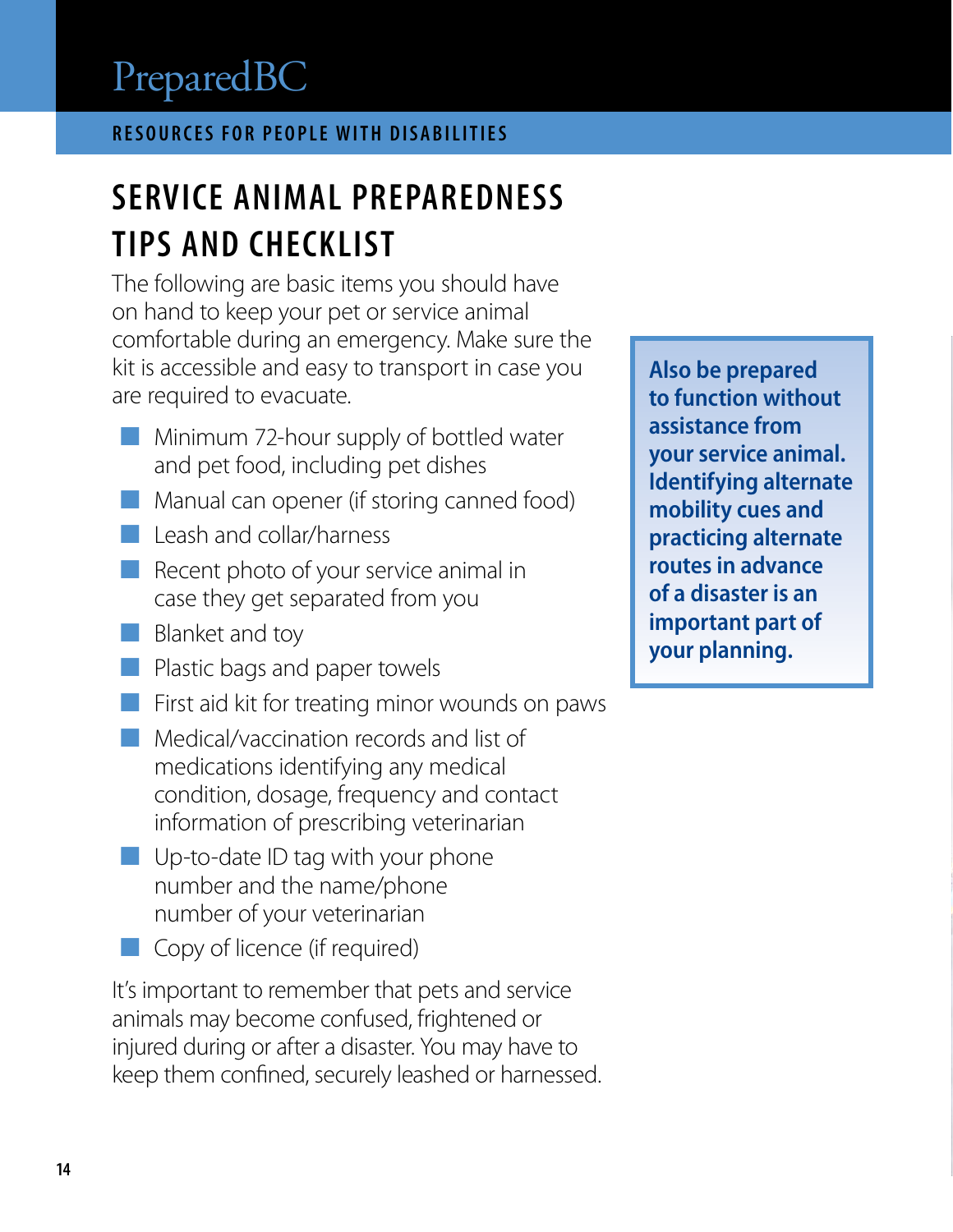PreparedBC

RESOURCES FOR PEOPLE WITH DISABILITIES

# SERVICE ANIMAL PREPAREDNESS TIPS AND CHECKLIST

The following are basic items you should have on hand to keep your pet or service animal comfortable during an emergency. Make sure the kit is accessible and easy to transport in case you are required to evacuate.

- Minimum 72-hour supply of bottled water and pet food, including pet dishes
- Manual can opener (if storing canned food)
- Leash and collar/harness
- Recent photo of your service animal in case they get separated from you
- Blanket and toy
- Plastic bags and paper towels
- First aid kit for treating minor wounds on paws
- Medical/vaccination records and list of medications identifying any medical condition, dosage, frequency and contact information of prescribing veterinarian
- Up-to-date ID tag with your phone number and the name/phone number of your veterinarian
- Copy of licence (if required)

It's important to remember that pets and service animals may become confused, frightened or injured during or after a disaster. You may have to keep them confined, securely leashed or harnessed.

**Also be prepared to function without assistance from your service animal. Identifying alternate mobility cues and practicing alternate routes in advance of a disaster is an important part of your planning.**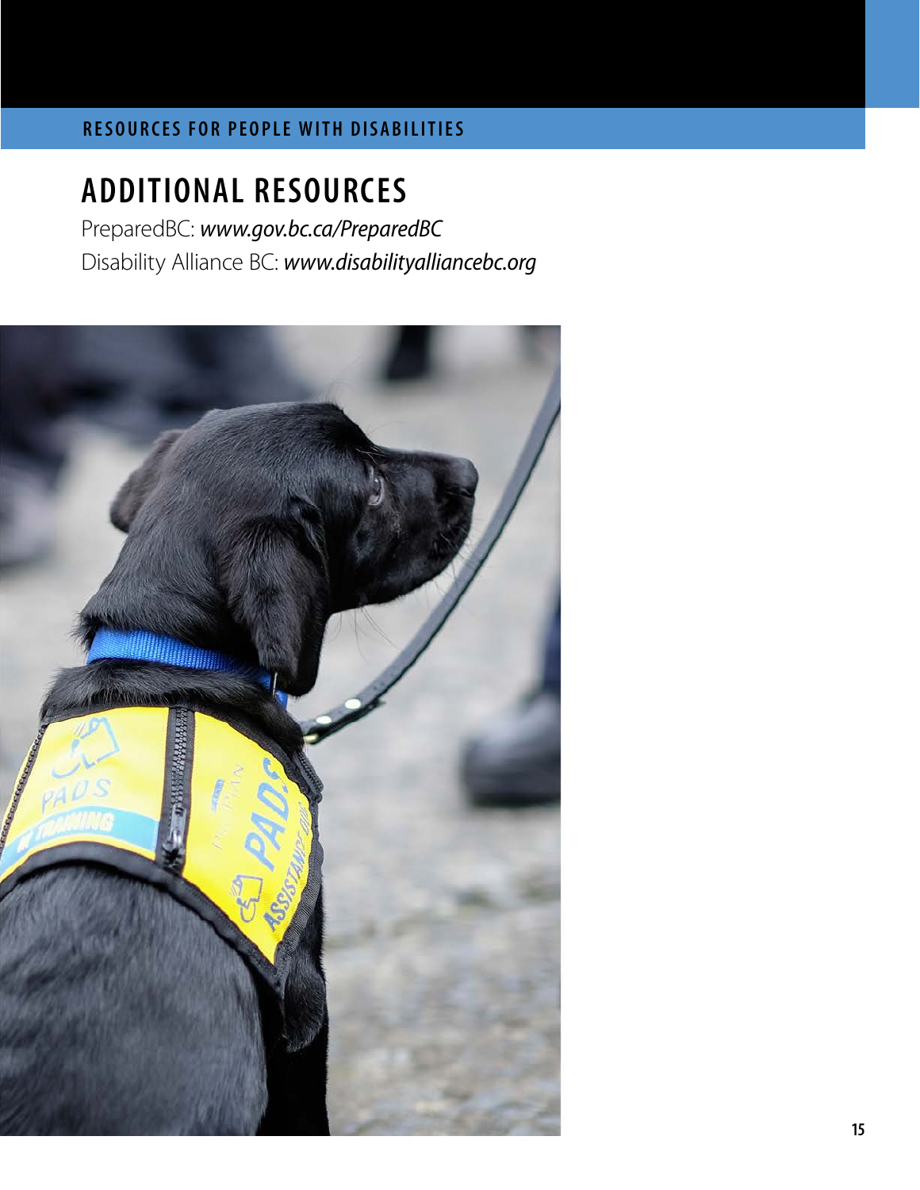## ADDITIONAL RESOURCES

PreparedBC: *www.gov.bc.ca/PreparedBC*

Disability Alliance BC: *www.disabilityalliancebc.org*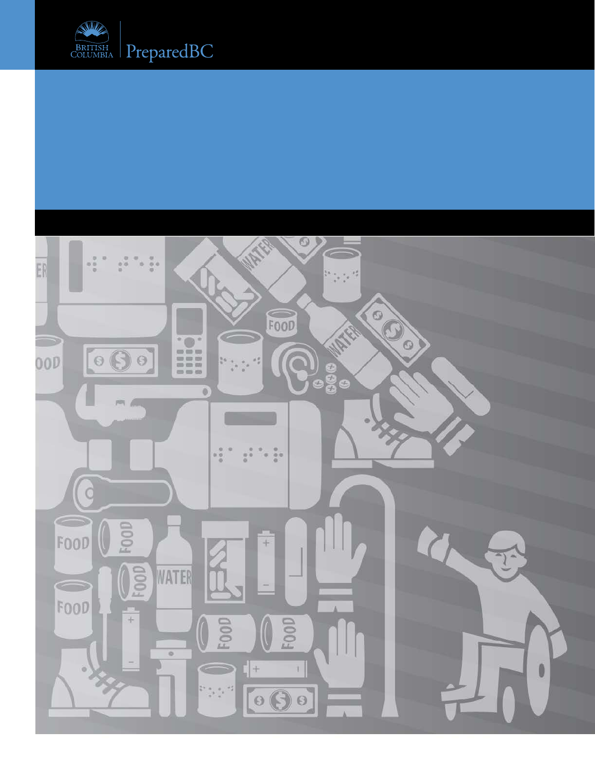BRITISH COLUMBIA | PreparedBC